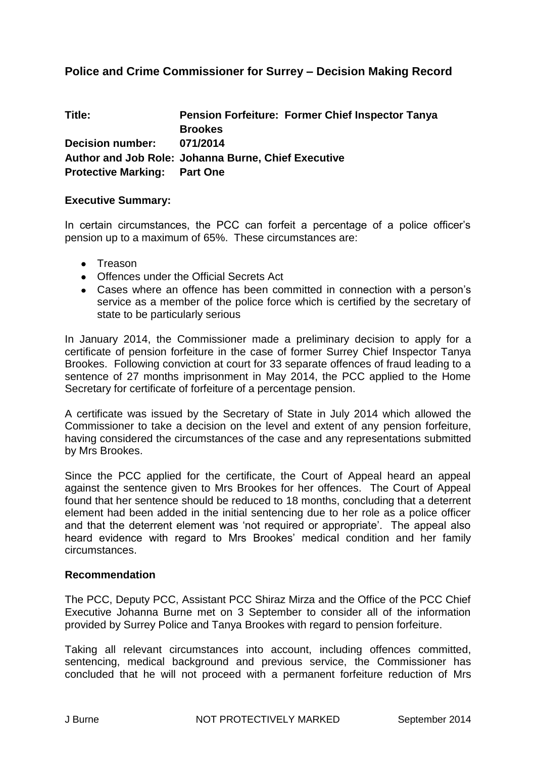## Police and Crime Commissioner for Surrey – Decision Making Record

**Title:** **Pension Forfeiture: Former Chief Inspector Tanya Brookes**
**Decision number:** **071/2014**
**Author and Job Role:** **Johanna Burne, Chief Executive**
**Protective Marking:** **Part One**

### Executive Summary:

In certain circumstances, the PCC can forfeit a percentage of a police officer's pension up to a maximum of 65%. These circumstances are:

- Treason
- Offences under the Official Secrets Act
- Cases where an offence has been committed in connection with a person's service as a member of the police force which is certified by the secretary of state to be particularly serious

In January 2014, the Commissioner made a preliminary decision to apply for a certificate of pension forfeiture in the case of former Surrey Chief Inspector Tanya Brookes. Following conviction at court for 33 separate offences of fraud leading to a sentence of 27 months imprisonment in May 2014, the PCC applied to the Home Secretary for certificate of forfeiture of a percentage pension.

A certificate was issued by the Secretary of State in July 2014 which allowed the Commissioner to take a decision on the level and extent of any pension forfeiture, having considered the circumstances of the case and any representations submitted by Mrs Brookes.

Since the PCC applied for the certificate, the Court of Appeal heard an appeal against the sentence given to Mrs Brookes for her offences. The Court of Appeal found that her sentence should be reduced to 18 months, concluding that a deterrent element had been added in the initial sentencing due to her role as a police officer and that the deterrent element was 'not required or appropriate'. The appeal also heard evidence with regard to Mrs Brookes' medical condition and her family circumstances.

### Recommendation

The PCC, Deputy PCC, Assistant PCC Shiraz Mirza and the Office of the PCC Chief Executive Johanna Burne met on 3 September to consider all of the information provided by Surrey Police and Tanya Brookes with regard to pension forfeiture.

Taking all relevant circumstances into account, including offences committed, sentencing, medical background and previous service, the Commissioner has concluded that he will not proceed with a permanent forfeiture reduction of Mrs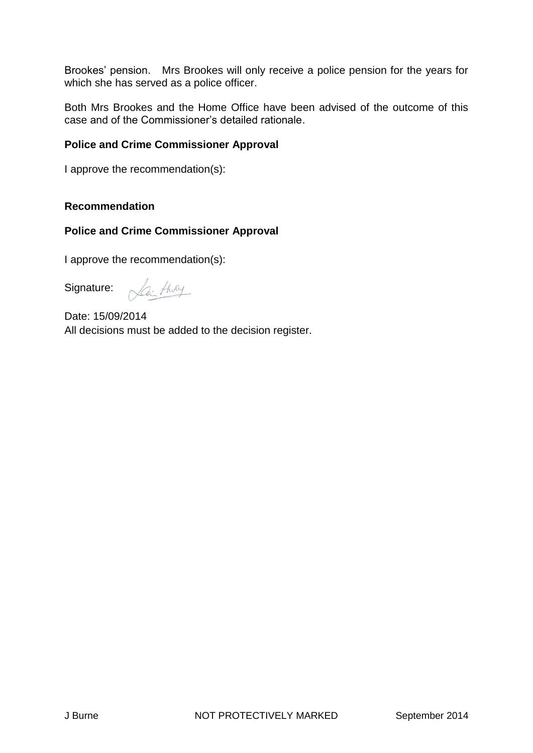Brookes' pension. Mrs Brookes will only receive a police pension for the years for which she has served as a police officer.

Both Mrs Brookes and the Home Office have been advised of the outcome of this case and of the Commissioner's detailed rationale.

**Police and Crime Commissioner Approval**

I approve the recommendation(s):

**Recommendation**

**Police and Crime Commissioner Approval**

I approve the recommendation(s):

Signature:

Date: 15/09/2014
All decisions must be added to the decision register.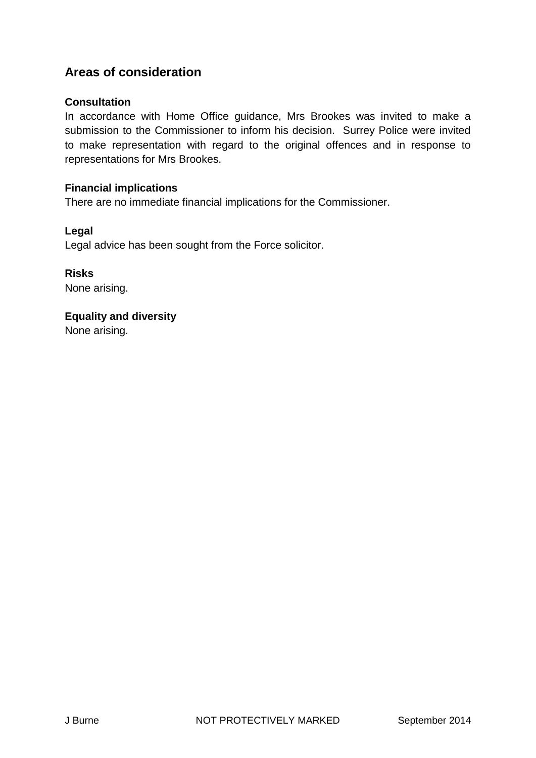## Areas of consideration

**Consultation**
In accordance with Home Office guidance, Mrs Brookes was invited to make a submission to the Commissioner to inform his decision. Surrey Police were invited to make representation with regard to the original offences and in response to representations for Mrs Brookes.

**Financial implications**
There are no immediate financial implications for the Commissioner.

**Legal**
Legal advice has been sought from the Force solicitor.

**Risks**
None arising.

**Equality and diversity**
None arising.